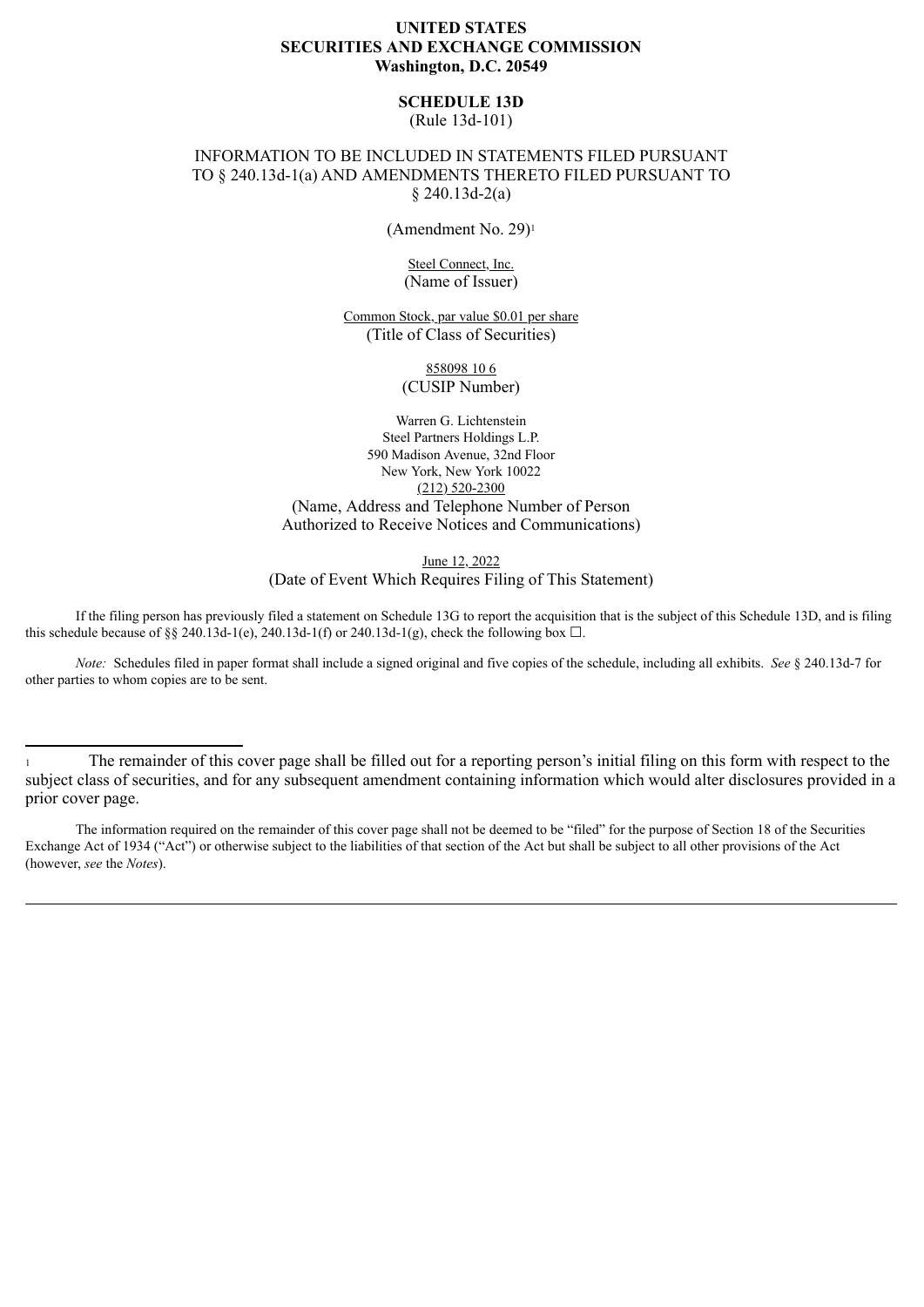**UNITED STATES**
**SECURITIES AND EXCHANGE COMMISSION**
**Washington, D.C. 20549**

**SCHEDULE 13D**
(Rule 13d-101)

INFORMATION TO BE INCLUDED IN STATEMENTS FILED PURSUANT TO § 240.13d-1(a) AND AMENDMENTS THERETO FILED PURSUANT TO § 240.13d-2(a)

(Amendment No. 29)[1]

Steel Connect, Inc.
(Name of Issuer)

Common Stock, par value $0.01 per share
(Title of Class of Securities)

858098 10 6
(CUSIP Number)

Warren G. Lichtenstein
Steel Partners Holdings L.P.
590 Madison Avenue, 32nd Floor
New York, New York 10022
(212) 520-2300
(Name, Address and Telephone Number of Person Authorized to Receive Notices and Communications)

June 12, 2022
(Date of Event Which Requires Filing of This Statement)

If the filing person has previously filed a statement on Schedule 13G to report the acquisition that is the subject of this Schedule 13D, and is filing this schedule because of §§ 240.13d-1(e), 240.13d-1(f) or 240.13d-1(g), check the following box ☐.

*Note:* Schedules filed in paper format shall include a signed original and five copies of the schedule, including all exhibits. *See* § 240.13d-7 for other parties to whom copies are to be sent.

---

[1] The remainder of this cover page shall be filled out for a reporting person's initial filing on this form with respect to the subject class of securities, and for any subsequent amendment containing information which would alter disclosures provided in a prior cover page.

The information required on the remainder of this cover page shall not be deemed to be "filed" for the purpose of Section 18 of the Securities Exchange Act of 1934 ("Act") or otherwise subject to the liabilities of that section of the Act but shall be subject to all other provisions of the Act (however, *see* the *Notes*).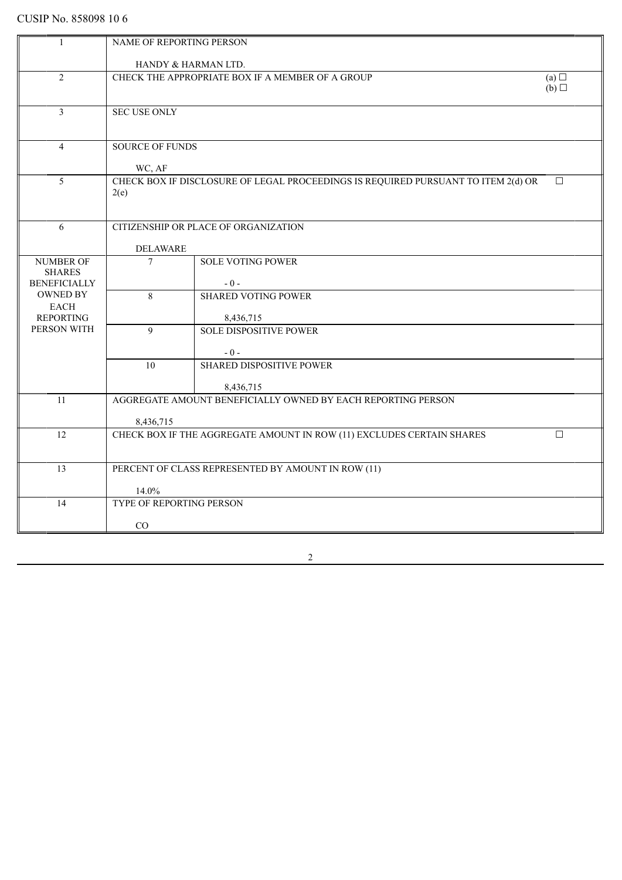CUSIP No. 858098 10 6

| | | | |
|---|---|---|---|
| 1 | NAME OF REPORTING PERSON<br><br>HANDY & HARMAN LTD. | | |
| 2 | CHECK THE APPROPRIATE BOX IF A MEMBER OF A GROUP | | (a) ☐<br>(b) ☐ |
| 3 | SEC USE ONLY | | |
| 4 | SOURCE OF FUNDS<br><br>WC, AF | | |
| 5 | CHECK BOX IF DISCLOSURE OF LEGAL PROCEEDINGS IS REQUIRED PURSUANT TO ITEM 2(d) OR 2(e) | | ☐ |
| 6 | CITIZENSHIP OR PLACE OF ORGANIZATION<br><br>DELAWARE | | |
| NUMBER OF SHARES BENEFICIALLY OWNED BY EACH REPORTING PERSON WITH | 7 | SOLE VOTING POWER<br><br>- 0 - | |
| | 8 | SHARED VOTING POWER<br><br>8,436,715 | |
| | 9 | SOLE DISPOSITIVE POWER<br><br>- 0 - | |
| | 10 | SHARED DISPOSITIVE POWER<br><br>8,436,715 | |
| 11 | AGGREGATE AMOUNT BENEFICIALLY OWNED BY EACH REPORTING PERSON<br><br>8,436,715 | | |
| 12 | CHECK BOX IF THE AGGREGATE AMOUNT IN ROW (11) EXCLUDES CERTAIN SHARES | | ☐ |
| 13 | PERCENT OF CLASS REPRESENTED BY AMOUNT IN ROW (11)<br><br>14.0% | | |
| 14 | TYPE OF REPORTING PERSON<br><br>CO | | |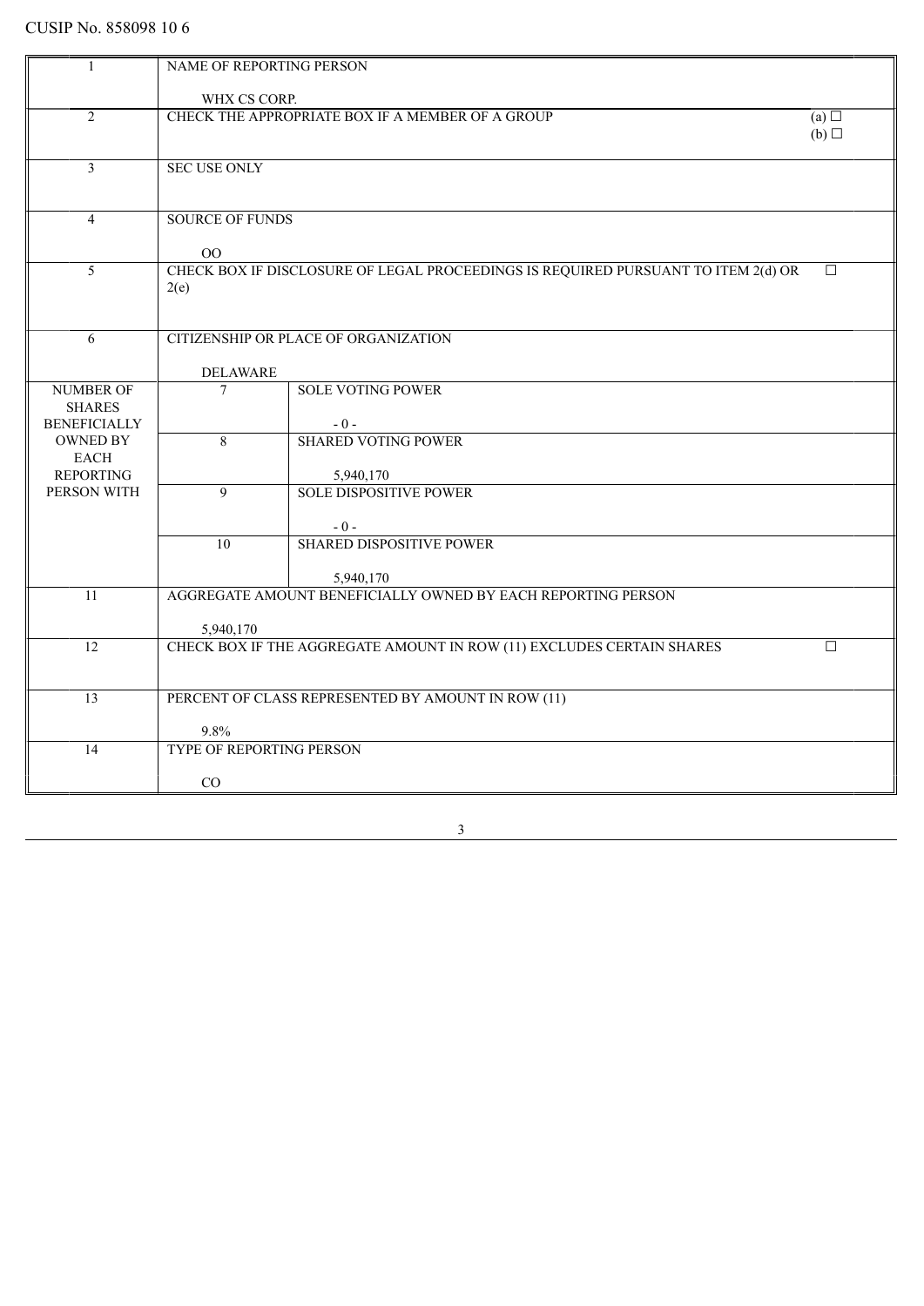CUSIP No. 858098 10 6

| | | | |
|---|---|---|---|
| 1 | NAME OF REPORTING PERSON<br><br>WHX CS CORP. | | |
| 2 | CHECK THE APPROPRIATE BOX IF A MEMBER OF A GROUP | | (a) ☐<br>(b) ☐ |
| 3 | SEC USE ONLY | | |
| 4 | SOURCE OF FUNDS<br><br>OO | | |
| 5 | CHECK BOX IF DISCLOSURE OF LEGAL PROCEEDINGS IS REQUIRED PURSUANT TO ITEM 2(d) OR 2(e) | | ☐ |
| 6 | CITIZENSHIP OR PLACE OF ORGANIZATION<br><br>DELAWARE | | |
| NUMBER OF SHARES BENEFICIALLY OWNED BY EACH REPORTING PERSON WITH | 7 | SOLE VOTING POWER<br><br>- 0 - | |
| | 8 | SHARED VOTING POWER<br><br>5,940,170 | |
| | 9 | SOLE DISPOSITIVE POWER<br><br>- 0 - | |
| | 10 | SHARED DISPOSITIVE POWER<br><br>5,940,170 | |
| 11 | AGGREGATE AMOUNT BENEFICIALLY OWNED BY EACH REPORTING PERSON<br><br>5,940,170 | | |
| 12 | CHECK BOX IF THE AGGREGATE AMOUNT IN ROW (11) EXCLUDES CERTAIN SHARES | | ☐ |
| 13 | PERCENT OF CLASS REPRESENTED BY AMOUNT IN ROW (11)<br><br>9.8% | | |
| 14 | TYPE OF REPORTING PERSON<br><br>CO | | |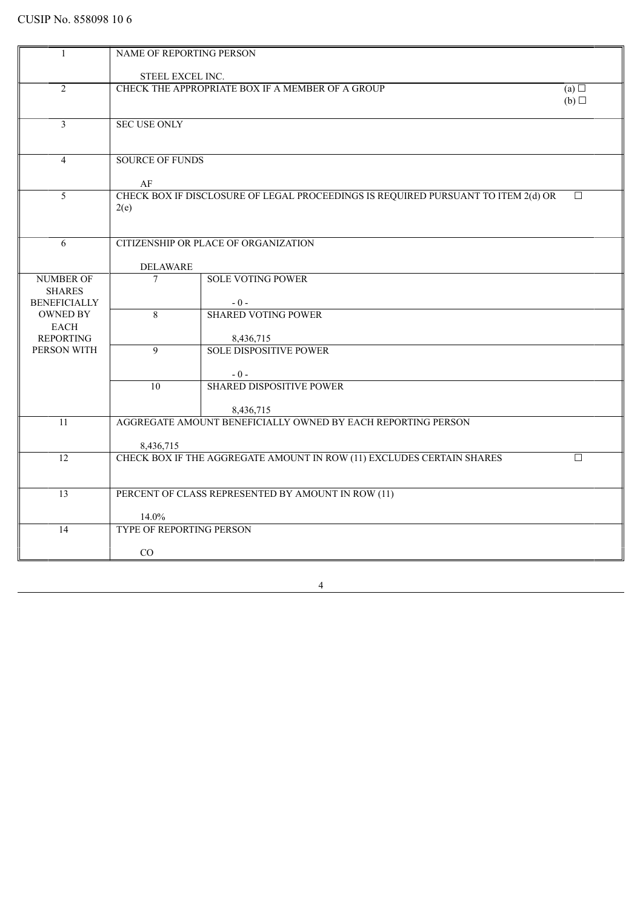CUSIP No. 858098 10 6

| | | | |
|---|---|---|---|
| 1 | NAME OF REPORTING PERSON<br><br>STEEL EXCEL INC. | | |
| 2 | CHECK THE APPROPRIATE BOX IF A MEMBER OF A GROUP | | (a) ☐<br>(b) ☐ |
| 3 | SEC USE ONLY | | |
| 4 | SOURCE OF FUNDS<br><br>AF | | |
| 5 | CHECK BOX IF DISCLOSURE OF LEGAL PROCEEDINGS IS REQUIRED PURSUANT TO ITEM 2(d) OR 2(e) | | ☐ |
| 6 | CITIZENSHIP OR PLACE OF ORGANIZATION<br><br>DELAWARE | | |
| NUMBER OF SHARES BENEFICIALLY OWNED BY EACH REPORTING PERSON WITH | 7 | SOLE VOTING POWER<br><br>- 0 - | |
| | 8 | SHARED VOTING POWER<br><br>8,436,715 | |
| | 9 | SOLE DISPOSITIVE POWER<br><br>- 0 - | |
| | 10 | SHARED DISPOSITIVE POWER<br><br>8,436,715 | |
| 11 | AGGREGATE AMOUNT BENEFICIALLY OWNED BY EACH REPORTING PERSON<br><br>8,436,715 | | |
| 12 | CHECK BOX IF THE AGGREGATE AMOUNT IN ROW (11) EXCLUDES CERTAIN SHARES | | ☐ |
| 13 | PERCENT OF CLASS REPRESENTED BY AMOUNT IN ROW (11)<br><br>14.0% | | |
| 14 | TYPE OF REPORTING PERSON<br><br>CO | | |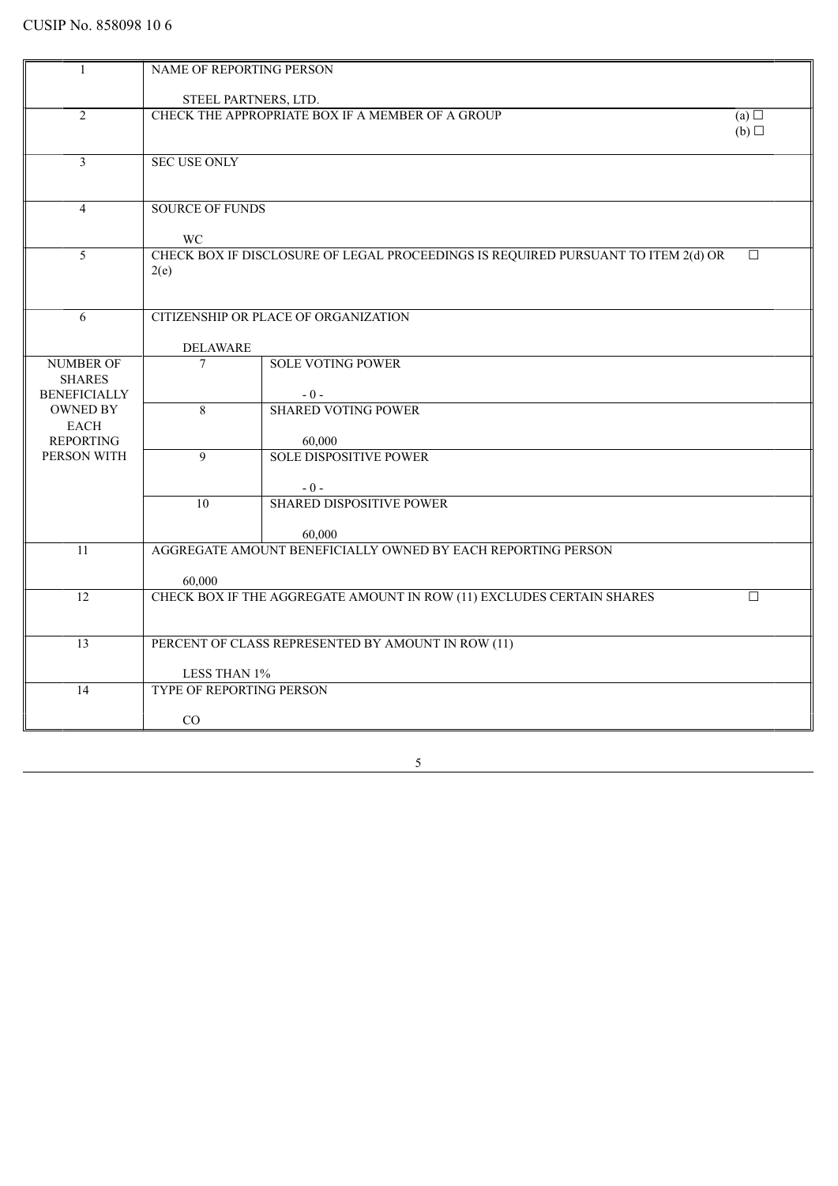CUSIP No. 858098 10 6

| | | | |
|---|---|---|---|
| 1 | NAME OF REPORTING PERSON<br><br>STEEL PARTNERS, LTD. | | |
| 2 | CHECK THE APPROPRIATE BOX IF A MEMBER OF A GROUP | | (a) ☐<br>(b) ☐ |
| 3 | SEC USE ONLY | | |
| 4 | SOURCE OF FUNDS<br><br>WC | | |
| 5 | CHECK BOX IF DISCLOSURE OF LEGAL PROCEEDINGS IS REQUIRED PURSUANT TO ITEM 2(d) OR 2(e) | | ☐ |
| 6 | CITIZENSHIP OR PLACE OF ORGANIZATION<br><br>DELAWARE | | |
| NUMBER OF SHARES BENEFICIALLY OWNED BY EACH REPORTING PERSON WITH | 7 | SOLE VOTING POWER<br><br>- 0 - | |
| | 8 | SHARED VOTING POWER<br><br>60,000 | |
| | 9 | SOLE DISPOSITIVE POWER<br><br>- 0 - | |
| | 10 | SHARED DISPOSITIVE POWER<br><br>60,000 | |
| 11 | AGGREGATE AMOUNT BENEFICIALLY OWNED BY EACH REPORTING PERSON<br><br>60,000 | | |
| 12 | CHECK BOX IF THE AGGREGATE AMOUNT IN ROW (11) EXCLUDES CERTAIN SHARES | | ☐ |
| 13 | PERCENT OF CLASS REPRESENTED BY AMOUNT IN ROW (11)<br><br>LESS THAN 1% | | |
| 14 | TYPE OF REPORTING PERSON<br><br>CO | | |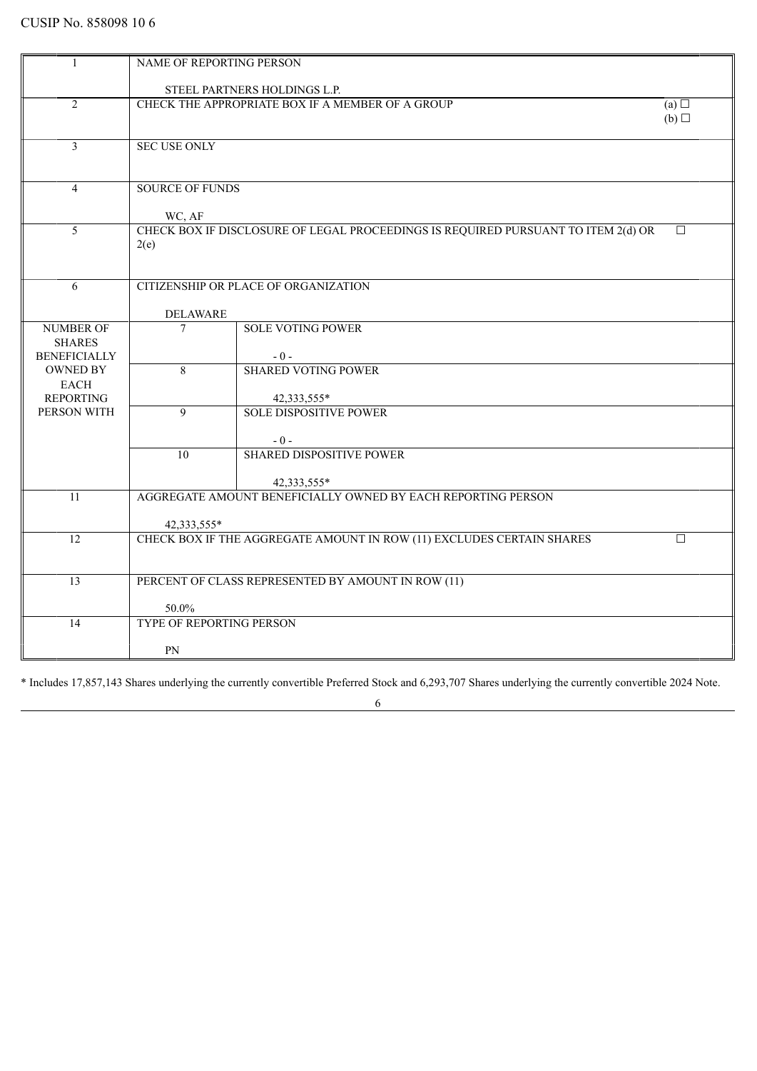CUSIP No. 858098 10 6

| | | | |
|---|---|---|---|
| 1 | NAME OF REPORTING PERSON<br><br>STEEL PARTNERS HOLDINGS L.P. | | |
| 2 | CHECK THE APPROPRIATE BOX IF A MEMBER OF A GROUP | | (a) ☐<br>(b) ☐ |
| 3 | SEC USE ONLY | | |
| 4 | SOURCE OF FUNDS<br><br>WC, AF | | |
| 5 | CHECK BOX IF DISCLOSURE OF LEGAL PROCEEDINGS IS REQUIRED PURSUANT TO ITEM 2(d) OR 2(e) | | ☐ |
| 6 | CITIZENSHIP OR PLACE OF ORGANIZATION<br><br>DELAWARE | | |
| NUMBER OF SHARES BENEFICIALLY OWNED BY EACH REPORTING PERSON WITH | 7 | SOLE VOTING POWER<br><br>- 0 - | |
| | 8 | SHARED VOTING POWER<br><br>42,333,555* | |
| | 9 | SOLE DISPOSITIVE POWER<br><br>- 0 - | |
| | 10 | SHARED DISPOSITIVE POWER<br><br>42,333,555* | |
| 11 | AGGREGATE AMOUNT BENEFICIALLY OWNED BY EACH REPORTING PERSON<br><br>42,333,555* | | |
| 12 | CHECK BOX IF THE AGGREGATE AMOUNT IN ROW (11) EXCLUDES CERTAIN SHARES | | ☐ |
| 13 | PERCENT OF CLASS REPRESENTED BY AMOUNT IN ROW (11)<br><br>50.0% | | |
| 14 | TYPE OF REPORTING PERSON<br><br>PN | | |

* Includes 17,857,143 Shares underlying the currently convertible Preferred Stock and 6,293,707 Shares underlying the currently convertible 2024 Note.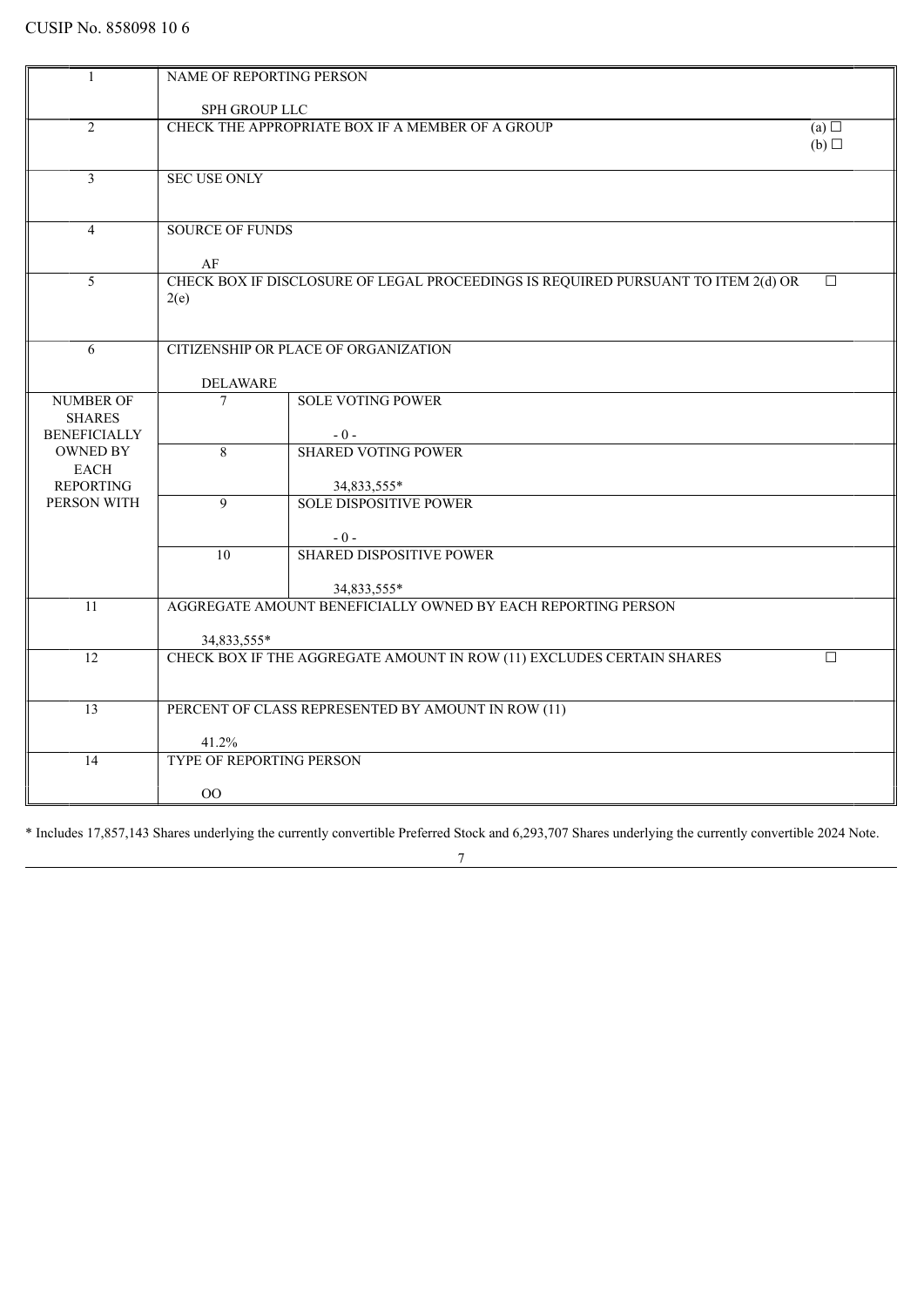CUSIP No. 858098 10 6

| | | | |
|---|---|---|---|
| 1 | NAME OF REPORTING PERSON<br><br>SPH GROUP LLC | | |
| 2 | CHECK THE APPROPRIATE BOX IF A MEMBER OF A GROUP | | (a) ☐<br>(b) ☐ |
| 3 | SEC USE ONLY | | |
| 4 | SOURCE OF FUNDS<br><br>AF | | |
| 5 | CHECK BOX IF DISCLOSURE OF LEGAL PROCEEDINGS IS REQUIRED PURSUANT TO ITEM 2(d) OR 2(e) | | ☐ |
| 6 | CITIZENSHIP OR PLACE OF ORGANIZATION<br><br>DELAWARE | | |
| NUMBER OF SHARES BENEFICIALLY OWNED BY EACH REPORTING PERSON WITH | 7 | SOLE VOTING POWER<br><br>- 0 - | |
| | 8 | SHARED VOTING POWER<br><br>34,833,555* | |
| | 9 | SOLE DISPOSITIVE POWER<br><br>- 0 - | |
| | 10 | SHARED DISPOSITIVE POWER<br><br>34,833,555* | |
| 11 | AGGREGATE AMOUNT BENEFICIALLY OWNED BY EACH REPORTING PERSON<br><br>34,833,555* | | |
| 12 | CHECK BOX IF THE AGGREGATE AMOUNT IN ROW (11) EXCLUDES CERTAIN SHARES | | ☐ |
| 13 | PERCENT OF CLASS REPRESENTED BY AMOUNT IN ROW (11)<br><br>41.2% | | |
| 14 | TYPE OF REPORTING PERSON<br><br>OO | | |

* Includes 17,857,143 Shares underlying the currently convertible Preferred Stock and 6,293,707 Shares underlying the currently convertible 2024 Note.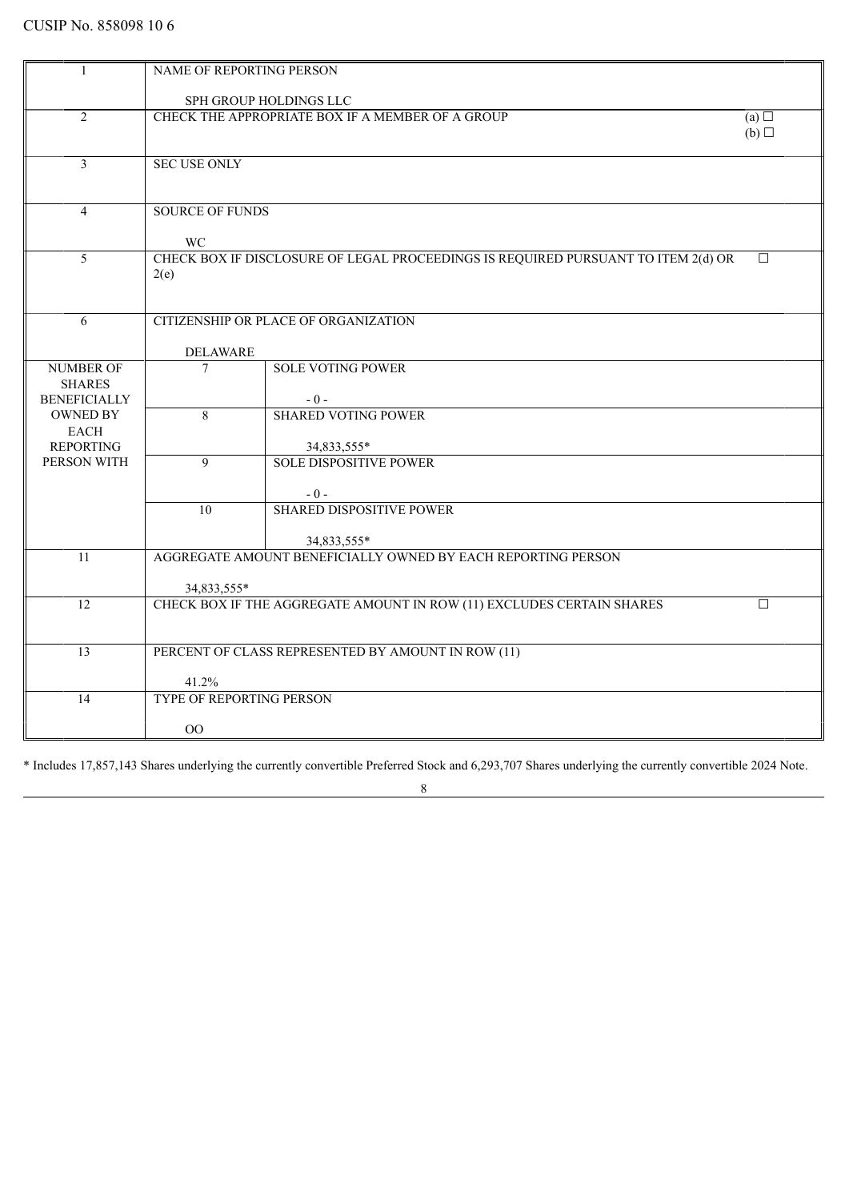CUSIP No. 858098 10 6

| | | | |
|---|---|---|---|
| 1 | NAME OF REPORTING PERSON<br><br>SPH GROUP HOLDINGS LLC | | |
| 2 | CHECK THE APPROPRIATE BOX IF A MEMBER OF A GROUP | | (a) ☐<br>(b) ☐ |
| 3 | SEC USE ONLY | | |
| 4 | SOURCE OF FUNDS<br><br>WC | | |
| 5 | CHECK BOX IF DISCLOSURE OF LEGAL PROCEEDINGS IS REQUIRED PURSUANT TO ITEM 2(d) OR 2(e) | | ☐ |
| 6 | CITIZENSHIP OR PLACE OF ORGANIZATION<br><br>DELAWARE | | |
| NUMBER OF SHARES BENEFICIALLY OWNED BY EACH REPORTING PERSON WITH | 7 | SOLE VOTING POWER<br><br>- 0 - | |
| | 8 | SHARED VOTING POWER<br><br>34,833,555* | |
| | 9 | SOLE DISPOSITIVE POWER<br><br>- 0 - | |
| | 10 | SHARED DISPOSITIVE POWER<br><br>34,833,555* | |
| 11 | AGGREGATE AMOUNT BENEFICIALLY OWNED BY EACH REPORTING PERSON<br><br>34,833,555* | | |
| 12 | CHECK BOX IF THE AGGREGATE AMOUNT IN ROW (11) EXCLUDES CERTAIN SHARES | | ☐ |
| 13 | PERCENT OF CLASS REPRESENTED BY AMOUNT IN ROW (11)<br><br>41.2% | | |
| 14 | TYPE OF REPORTING PERSON<br><br>OO | | |

* Includes 17,857,143 Shares underlying the currently convertible Preferred Stock and 6,293,707 Shares underlying the currently convertible 2024 Note.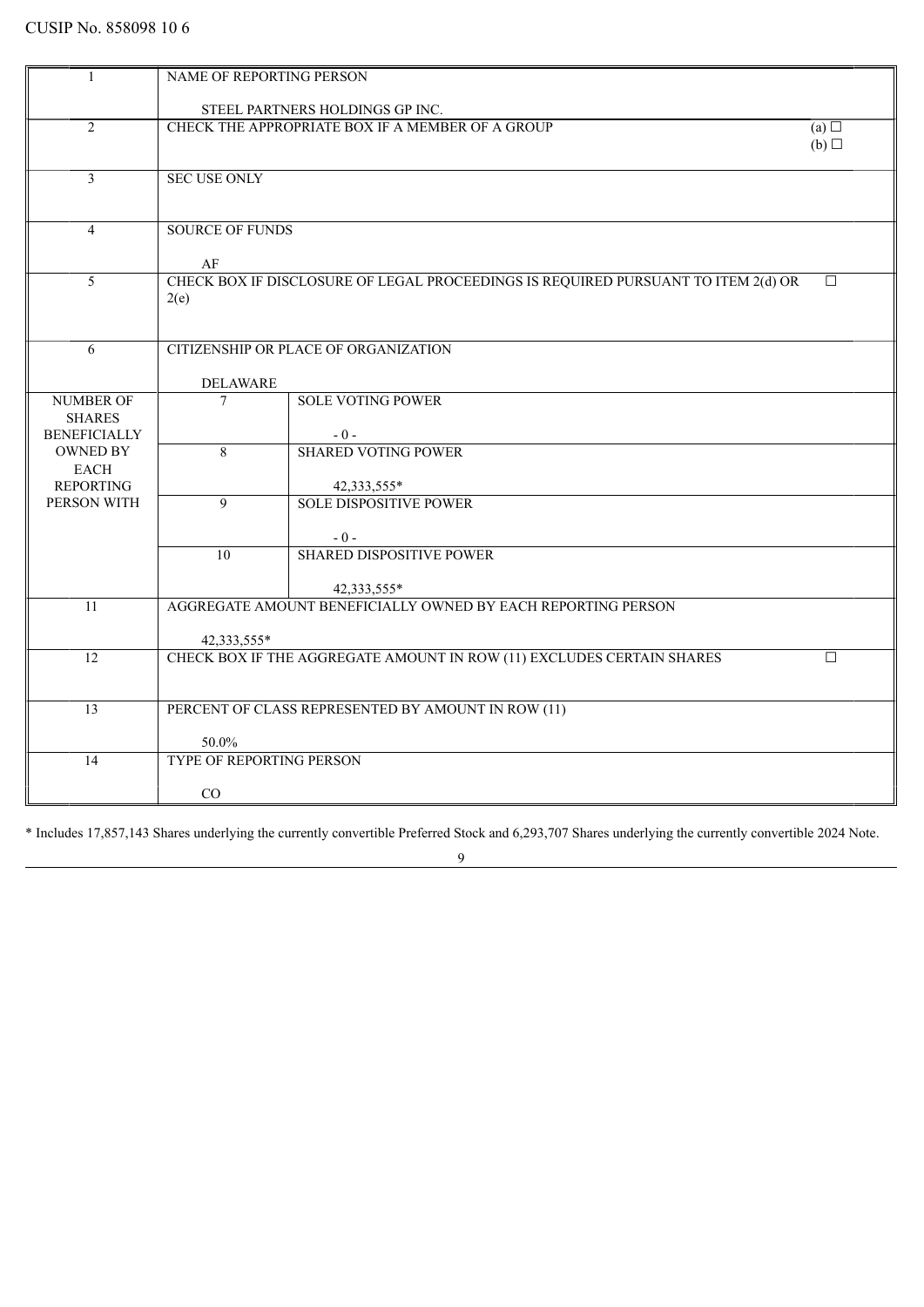CUSIP No. 858098 10 6

| | | | |
|---|---|---|---|
| 1 | NAME OF REPORTING PERSON<br><br>STEEL PARTNERS HOLDINGS GP INC. | | |
| 2 | CHECK THE APPROPRIATE BOX IF A MEMBER OF A GROUP | | (a) ☐<br>(b) ☐ |
| 3 | SEC USE ONLY | | |
| 4 | SOURCE OF FUNDS<br><br>AF | | |
| 5 | CHECK BOX IF DISCLOSURE OF LEGAL PROCEEDINGS IS REQUIRED PURSUANT TO ITEM 2(d) OR 2(e) | | ☐ |
| 6 | CITIZENSHIP OR PLACE OF ORGANIZATION<br><br>DELAWARE | | |
| NUMBER OF SHARES BENEFICIALLY OWNED BY EACH REPORTING PERSON WITH | 7 | SOLE VOTING POWER<br><br>- 0 - | |
| | 8 | SHARED VOTING POWER<br><br>42,333,555* | |
| | 9 | SOLE DISPOSITIVE POWER<br><br>- 0 - | |
| | 10 | SHARED DISPOSITIVE POWER<br><br>42,333,555* | |
| 11 | AGGREGATE AMOUNT BENEFICIALLY OWNED BY EACH REPORTING PERSON<br><br>42,333,555* | | |
| 12 | CHECK BOX IF THE AGGREGATE AMOUNT IN ROW (11) EXCLUDES CERTAIN SHARES | | ☐ |
| 13 | PERCENT OF CLASS REPRESENTED BY AMOUNT IN ROW (11)<br><br>50.0% | | |
| 14 | TYPE OF REPORTING PERSON<br><br>CO | | |

* Includes 17,857,143 Shares underlying the currently convertible Preferred Stock and 6,293,707 Shares underlying the currently convertible 2024 Note.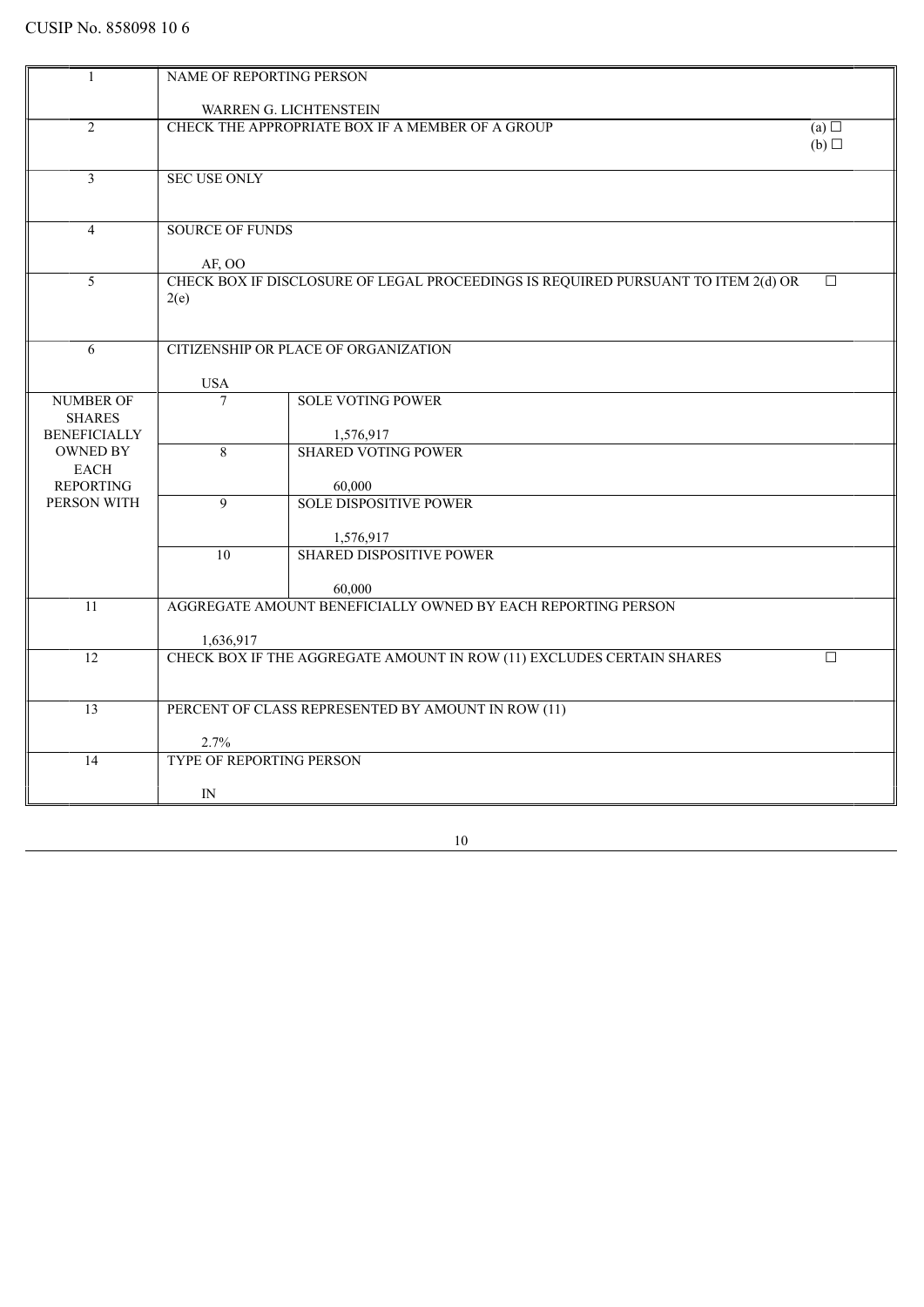CUSIP No. 858098 10 6

| | | | |
|---|---|---|---|
| 1 | NAME OF REPORTING PERSON<br><br>WARREN G. LICHTENSTEIN | | |
| 2 | CHECK THE APPROPRIATE BOX IF A MEMBER OF A GROUP | | (a) ☐<br>(b) ☐ |
| 3 | SEC USE ONLY | | |
| 4 | SOURCE OF FUNDS<br><br>AF, OO | | |
| 5 | CHECK BOX IF DISCLOSURE OF LEGAL PROCEEDINGS IS REQUIRED PURSUANT TO ITEM 2(d) OR 2(e) | | ☐ |
| 6 | CITIZENSHIP OR PLACE OF ORGANIZATION<br><br>USA | | |
| NUMBER OF SHARES BENEFICIALLY OWNED BY EACH REPORTING PERSON WITH | 7 | SOLE VOTING POWER<br><br>1,576,917 | |
| | 8 | SHARED VOTING POWER<br><br>60,000 | |
| | 9 | SOLE DISPOSITIVE POWER<br><br>1,576,917 | |
| | 10 | SHARED DISPOSITIVE POWER<br><br>60,000 | |
| 11 | AGGREGATE AMOUNT BENEFICIALLY OWNED BY EACH REPORTING PERSON<br><br>1,636,917 | | |
| 12 | CHECK BOX IF THE AGGREGATE AMOUNT IN ROW (11) EXCLUDES CERTAIN SHARES | | ☐ |
| 13 | PERCENT OF CLASS REPRESENTED BY AMOUNT IN ROW (11)<br><br>2.7% | | |
| 14 | TYPE OF REPORTING PERSON<br><br>IN | | |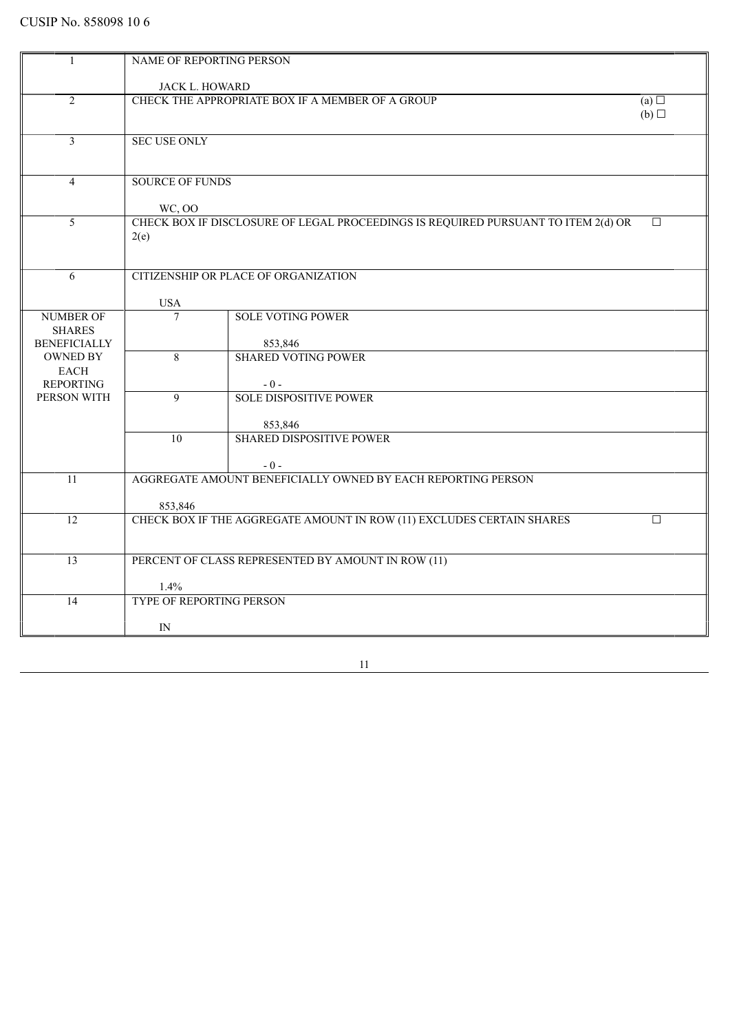CUSIP No. 858098 10 6

| | | | |
|---|---|---|---|
| 1 | NAME OF REPORTING PERSON<br><br>JACK L. HOWARD | | |
| 2 | CHECK THE APPROPRIATE BOX IF A MEMBER OF A GROUP | | (a) ☐<br>(b) ☐ |
| 3 | SEC USE ONLY | | |
| 4 | SOURCE OF FUNDS<br><br>WC, OO | | |
| 5 | CHECK BOX IF DISCLOSURE OF LEGAL PROCEEDINGS IS REQUIRED PURSUANT TO ITEM 2(d) OR 2(e) | | ☐ |
| 6 | CITIZENSHIP OR PLACE OF ORGANIZATION<br><br>USA | | |
| NUMBER OF SHARES BENEFICIALLY OWNED BY EACH REPORTING PERSON WITH | 7 | SOLE VOTING POWER<br><br>853,846 | |
| | 8 | SHARED VOTING POWER<br><br>- 0 - | |
| | 9 | SOLE DISPOSITIVE POWER<br><br>853,846 | |
| | 10 | SHARED DISPOSITIVE POWER<br><br>- 0 - | |
| 11 | AGGREGATE AMOUNT BENEFICIALLY OWNED BY EACH REPORTING PERSON<br><br>853,846 | | |
| 12 | CHECK BOX IF THE AGGREGATE AMOUNT IN ROW (11) EXCLUDES CERTAIN SHARES | | ☐ |
| 13 | PERCENT OF CLASS REPRESENTED BY AMOUNT IN ROW (11)<br><br>1.4% | | |
| 14 | TYPE OF REPORTING PERSON<br><br>IN | | |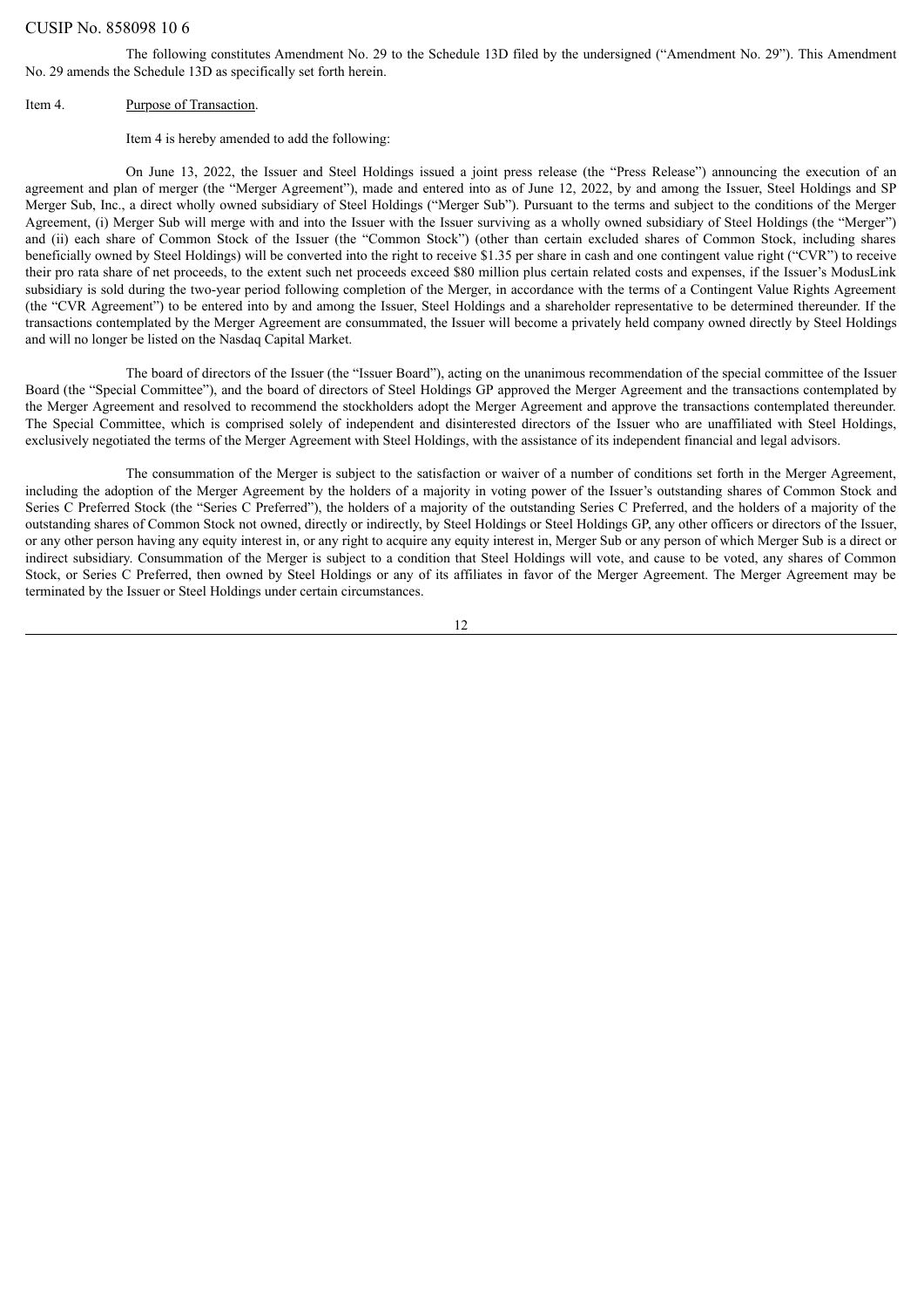CUSIP No. 858098 10 6

The following constitutes Amendment No. 29 to the Schedule 13D filed by the undersigned ("Amendment No. 29"). This Amendment No. 29 amends the Schedule 13D as specifically set forth herein.

Item 4. Purpose of Transaction.

Item 4 is hereby amended to add the following:

On June 13, 2022, the Issuer and Steel Holdings issued a joint press release (the "Press Release") announcing the execution of an agreement and plan of merger (the "Merger Agreement"), made and entered into as of June 12, 2022, by and among the Issuer, Steel Holdings and SP Merger Sub, Inc., a direct wholly owned subsidiary of Steel Holdings ("Merger Sub"). Pursuant to the terms and subject to the conditions of the Merger Agreement, (i) Merger Sub will merge with and into the Issuer with the Issuer surviving as a wholly owned subsidiary of Steel Holdings (the "Merger") and (ii) each share of Common Stock of the Issuer (the "Common Stock") (other than certain excluded shares of Common Stock, including shares beneficially owned by Steel Holdings) will be converted into the right to receive $1.35 per share in cash and one contingent value right ("CVR") to receive their pro rata share of net proceeds, to the extent such net proceeds exceed $80 million plus certain related costs and expenses, if the Issuer's ModusLink subsidiary is sold during the two-year period following completion of the Merger, in accordance with the terms of a Contingent Value Rights Agreement (the "CVR Agreement") to be entered into by and among the Issuer, Steel Holdings and a shareholder representative to be determined thereunder. If the transactions contemplated by the Merger Agreement are consummated, the Issuer will become a privately held company owned directly by Steel Holdings and will no longer be listed on the Nasdaq Capital Market.

The board of directors of the Issuer (the "Issuer Board"), acting on the unanimous recommendation of the special committee of the Issuer Board (the "Special Committee"), and the board of directors of Steel Holdings GP approved the Merger Agreement and the transactions contemplated by the Merger Agreement and resolved to recommend the stockholders adopt the Merger Agreement and approve the transactions contemplated thereunder. The Special Committee, which is comprised solely of independent and disinterested directors of the Issuer who are unaffiliated with Steel Holdings, exclusively negotiated the terms of the Merger Agreement with Steel Holdings, with the assistance of its independent financial and legal advisors.

The consummation of the Merger is subject to the satisfaction or waiver of a number of conditions set forth in the Merger Agreement, including the adoption of the Merger Agreement by the holders of a majority in voting power of the Issuer's outstanding shares of Common Stock and Series C Preferred Stock (the "Series C Preferred"), the holders of a majority of the outstanding Series C Preferred, and the holders of a majority of the outstanding shares of Common Stock not owned, directly or indirectly, by Steel Holdings or Steel Holdings GP, any other officers or directors of the Issuer, or any other person having any equity interest in, or any right to acquire any equity interest in, Merger Sub or any person of which Merger Sub is a direct or indirect subsidiary. Consummation of the Merger is subject to a condition that Steel Holdings will vote, and cause to be voted, any shares of Common Stock, or Series C Preferred, then owned by Steel Holdings or any of its affiliates in favor of the Merger Agreement. The Merger Agreement may be terminated by the Issuer or Steel Holdings under certain circumstances.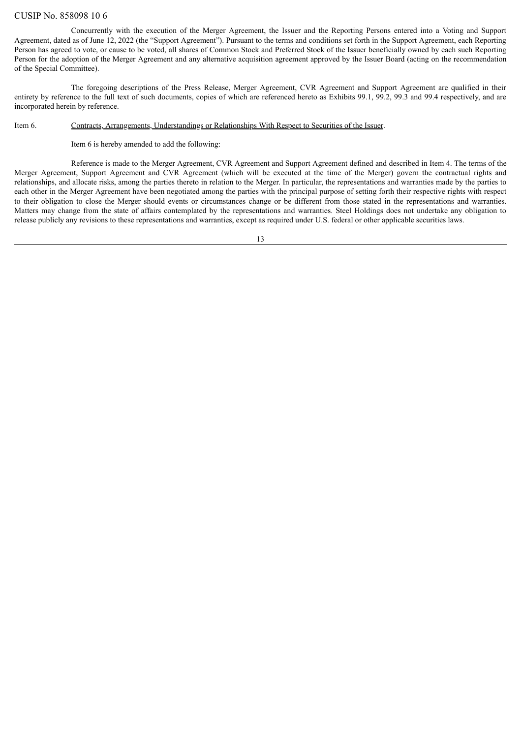CUSIP No. 858098 10 6

Concurrently with the execution of the Merger Agreement, the Issuer and the Reporting Persons entered into a Voting and Support Agreement, dated as of June 12, 2022 (the "Support Agreement"). Pursuant to the terms and conditions set forth in the Support Agreement, each Reporting Person has agreed to vote, or cause to be voted, all shares of Common Stock and Preferred Stock of the Issuer beneficially owned by each such Reporting Person for the adoption of the Merger Agreement and any alternative acquisition agreement approved by the Issuer Board (acting on the recommendation of the Special Committee).

The foregoing descriptions of the Press Release, Merger Agreement, CVR Agreement and Support Agreement are qualified in their entirety by reference to the full text of such documents, copies of which are referenced hereto as Exhibits 99.1, 99.2, 99.3 and 99.4 respectively, and are incorporated herein by reference.

Item 6. Contracts, Arrangements, Understandings or Relationships With Respect to Securities of the Issuer.

Item 6 is hereby amended to add the following:

Reference is made to the Merger Agreement, CVR Agreement and Support Agreement defined and described in Item 4. The terms of the Merger Agreement, Support Agreement and CVR Agreement (which will be executed at the time of the Merger) govern the contractual rights and relationships, and allocate risks, among the parties thereto in relation to the Merger. In particular, the representations and warranties made by the parties to each other in the Merger Agreement have been negotiated among the parties with the principal purpose of setting forth their respective rights with respect to their obligation to close the Merger should events or circumstances change or be different from those stated in the representations and warranties. Matters may change from the state of affairs contemplated by the representations and warranties. Steel Holdings does not undertake any obligation to release publicly any revisions to these representations and warranties, except as required under U.S. federal or other applicable securities laws.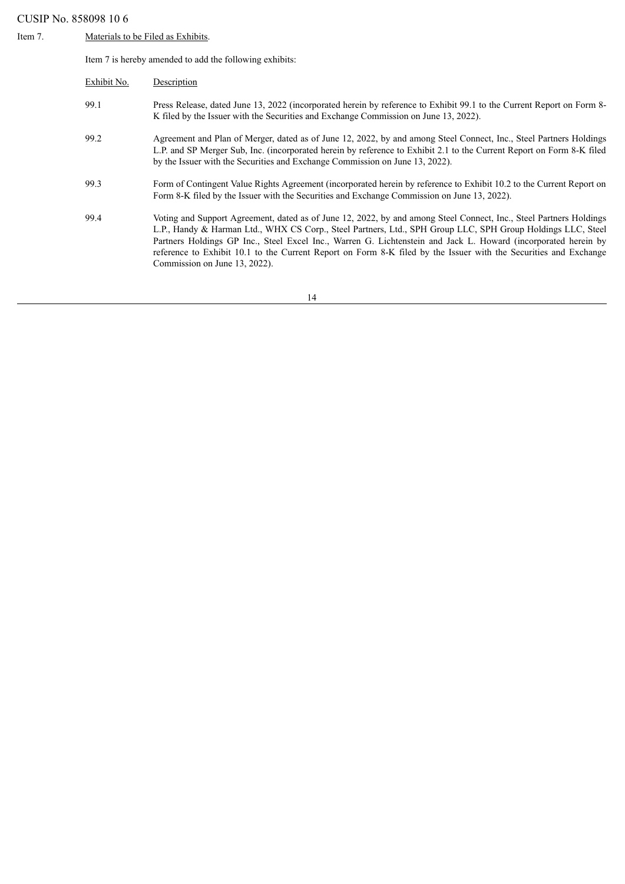CUSIP No. 858098 10 6

Item 7. Materials to be Filed as Exhibits.

Item 7 is hereby amended to add the following exhibits:

| Exhibit No. | Description |
|---|---|
| 99.1 | Press Release, dated June 13, 2022 (incorporated herein by reference to Exhibit 99.1 to the Current Report on Form 8-K filed by the Issuer with the Securities and Exchange Commission on June 13, 2022). |
| 99.2 | Agreement and Plan of Merger, dated as of June 12, 2022, by and among Steel Connect, Inc., Steel Partners Holdings L.P. and SP Merger Sub, Inc. (incorporated herein by reference to Exhibit 2.1 to the Current Report on Form 8-K filed by the Issuer with the Securities and Exchange Commission on June 13, 2022). |
| 99.3 | Form of Contingent Value Rights Agreement (incorporated herein by reference to Exhibit 10.2 to the Current Report on Form 8-K filed by the Issuer with the Securities and Exchange Commission on June 13, 2022). |
| 99.4 | Voting and Support Agreement, dated as of June 12, 2022, by and among Steel Connect, Inc., Steel Partners Holdings L.P., Handy & Harman Ltd., WHX CS Corp., Steel Partners, Ltd., SPH Group LLC, SPH Group Holdings LLC, Steel Partners Holdings GP Inc., Steel Excel Inc., Warren G. Lichtenstein and Jack L. Howard (incorporated herein by reference to Exhibit 10.1 to the Current Report on Form 8-K filed by the Issuer with the Securities and Exchange Commission on June 13, 2022). |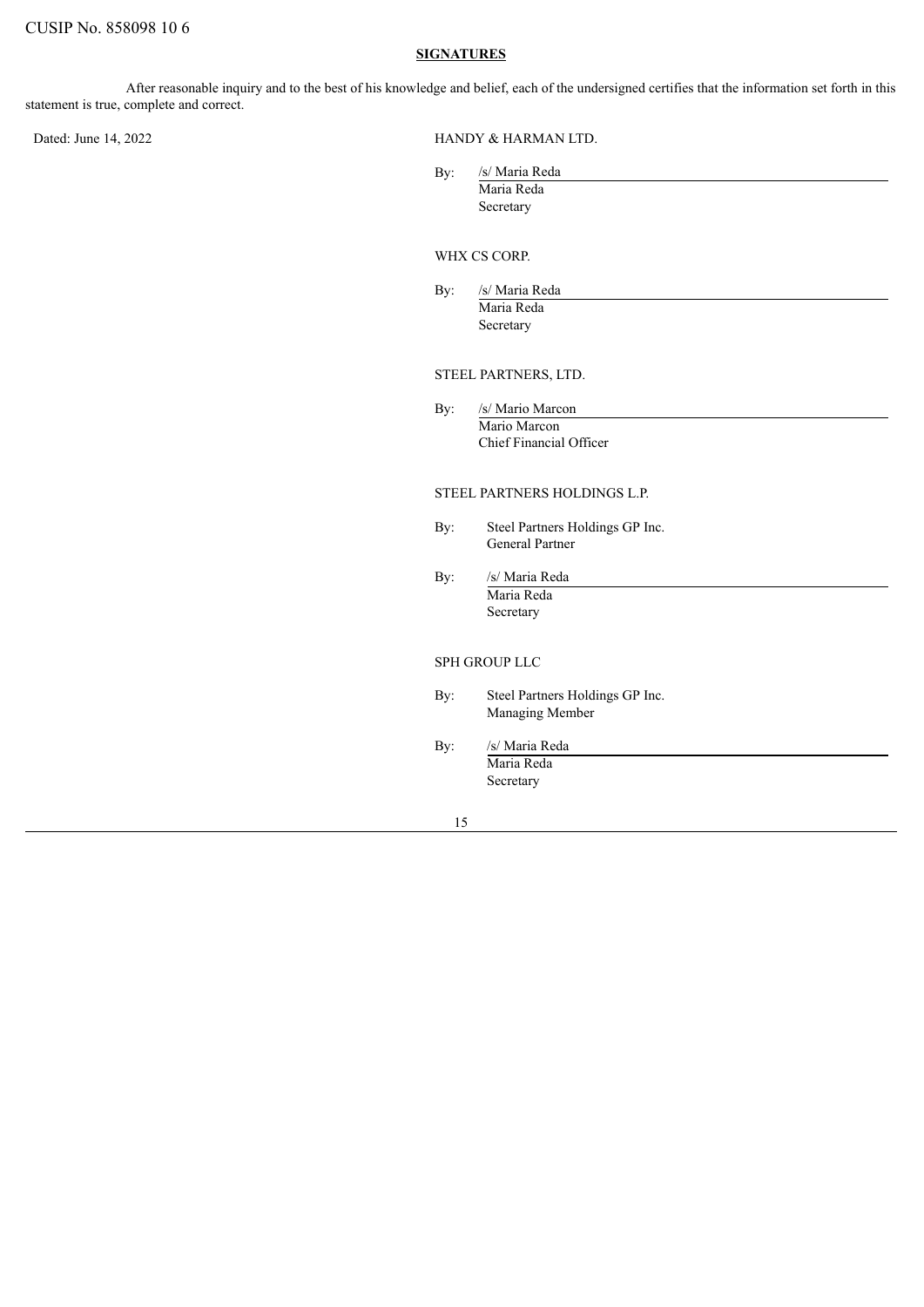CUSIP No. 858098 10 6

**SIGNATURES**

After reasonable inquiry and to the best of his knowledge and belief, each of the undersigned certifies that the information set forth in this statement is true, complete and correct.

Dated: June 14, 2022

HANDY & HARMAN LTD.

By: /s/ Maria Reda
Maria Reda
Secretary

WHX CS CORP.

By: /s/ Maria Reda
Maria Reda
Secretary

STEEL PARTNERS, LTD.

By: /s/ Mario Marcon
Mario Marcon
Chief Financial Officer

STEEL PARTNERS HOLDINGS L.P.

By: Steel Partners Holdings GP Inc.
General Partner

By: /s/ Maria Reda
Maria Reda
Secretary

SPH GROUP LLC

By: Steel Partners Holdings GP Inc.
Managing Member

By: /s/ Maria Reda
Maria Reda
Secretary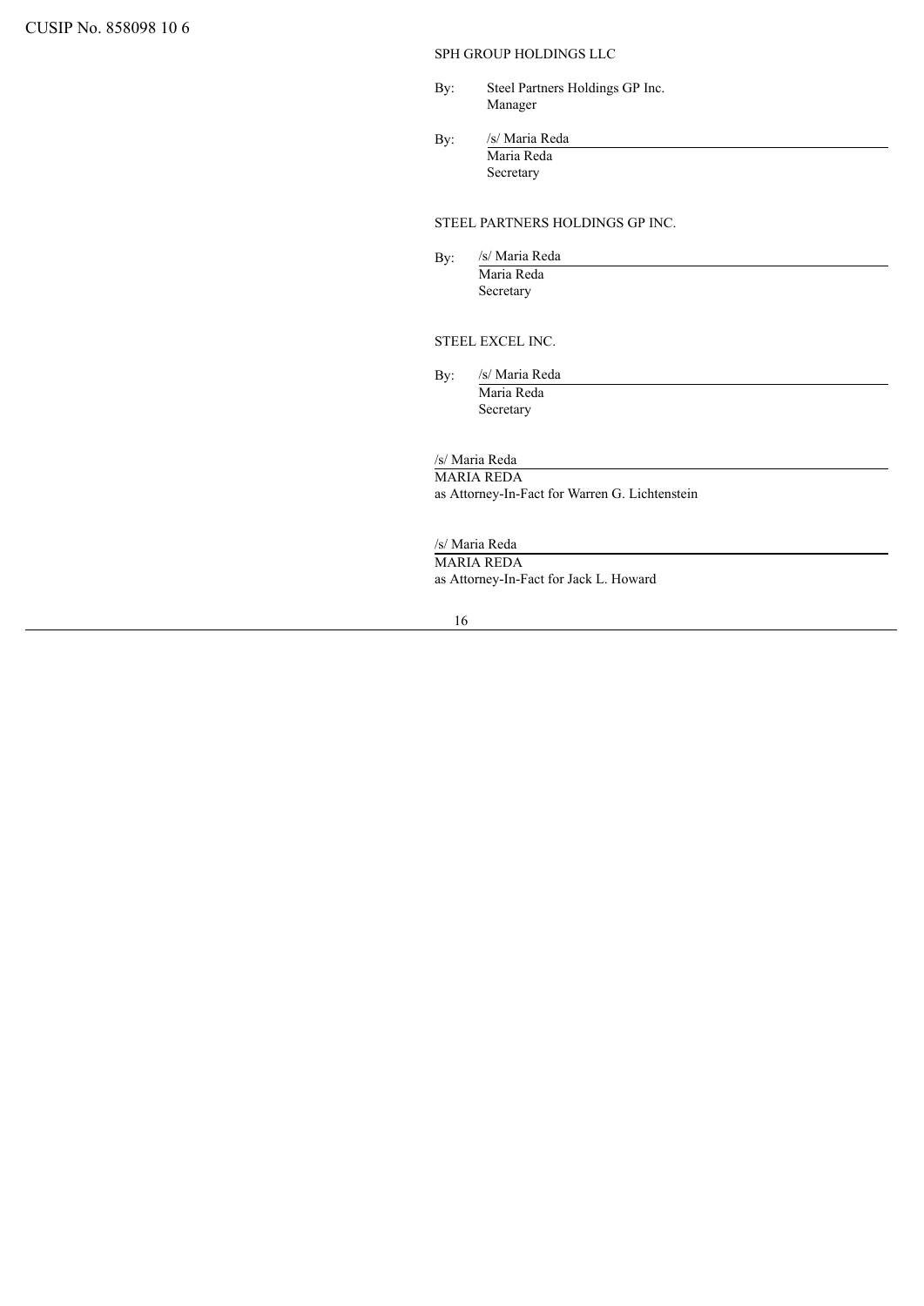SPH GROUP HOLDINGS LLC

By: Steel Partners Holdings GP Inc.
Manager

By: /s/ Maria Reda
Maria Reda
Secretary

STEEL PARTNERS HOLDINGS GP INC.

By: /s/ Maria Reda
Maria Reda
Secretary

STEEL EXCEL INC.

By: /s/ Maria Reda
Maria Reda
Secretary

/s/ Maria Reda
MARIA REDA
as Attorney-In-Fact for Warren G. Lichtenstein

/s/ Maria Reda
MARIA REDA
as Attorney-In-Fact for Jack L. Howard